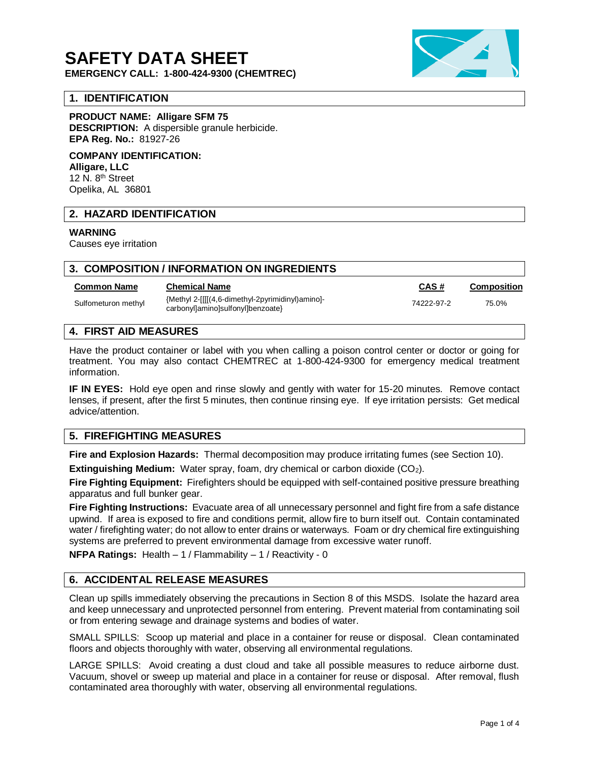# SAFETY DATA SHEET

**EMERGENCY CALL: 1-800-424-9300 (CHEMTREC)**

## 1. IDENTIFICATION

**PRODUCT NAME: Alligare SFM 75**
**DESCRIPTION:** A dispersible granule herbicide.
**EPA Reg. No.:** 81927-26

**COMPANY IDENTIFICATION:**
**Alligare, LLC**
12 N. 8th Street
Opelika, AL 36801

## 2. HAZARD IDENTIFICATION

**WARNING**
Causes eye irritation

## 3. COMPOSITION / INFORMATION ON INGREDIENTS

| Common Name | Chemical Name | CAS # | Composition |
|---|---|---|---|
| Sulfometuron methyl | {Methyl 2-[[[[(4,6-dimethyl-2pyrimidinyl)amino]-carbonyl]amino]sulfonyl]benzoate} | 74222-97-2 | 75.0% |

## 4. FIRST AID MEASURES

Have the product container or label with you when calling a poison control center or doctor or going for treatment. You may also contact CHEMTREC at 1-800-424-9300 for emergency medical treatment information.

**IF IN EYES:** Hold eye open and rinse slowly and gently with water for 15-20 minutes. Remove contact lenses, if present, after the first 5 minutes, then continue rinsing eye. If eye irritation persists: Get medical advice/attention.

## 5. FIREFIGHTING MEASURES

**Fire and Explosion Hazards:** Thermal decomposition may produce irritating fumes (see Section 10).

**Extinguishing Medium:** Water spray, foam, dry chemical or carbon dioxide ($CO_2$).

**Fire Fighting Equipment:** Firefighters should be equipped with self-contained positive pressure breathing apparatus and full bunker gear.

**Fire Fighting Instructions:** Evacuate area of all unnecessary personnel and fight fire from a safe distance upwind. If area is exposed to fire and conditions permit, allow fire to burn itself out. Contain contaminated water / firefighting water; do not allow to enter drains or waterways. Foam or dry chemical fire extinguishing systems are preferred to prevent environmental damage from excessive water runoff.

**NFPA Ratings:** Health – 1 / Flammability – 1 / Reactivity - 0

## 6. ACCIDENTAL RELEASE MEASURES

Clean up spills immediately observing the precautions in Section 8 of this MSDS. Isolate the hazard area and keep unnecessary and unprotected personnel from entering. Prevent material from contaminating soil or from entering sewage and drainage systems and bodies of water.

SMALL SPILLS: Scoop up material and place in a container for reuse or disposal. Clean contaminated floors and objects thoroughly with water, observing all environmental regulations.

LARGE SPILLS: Avoid creating a dust cloud and take all possible measures to reduce airborne dust. Vacuum, shovel or sweep up material and place in a container for reuse or disposal. After removal, flush contaminated area thoroughly with water, observing all environmental regulations.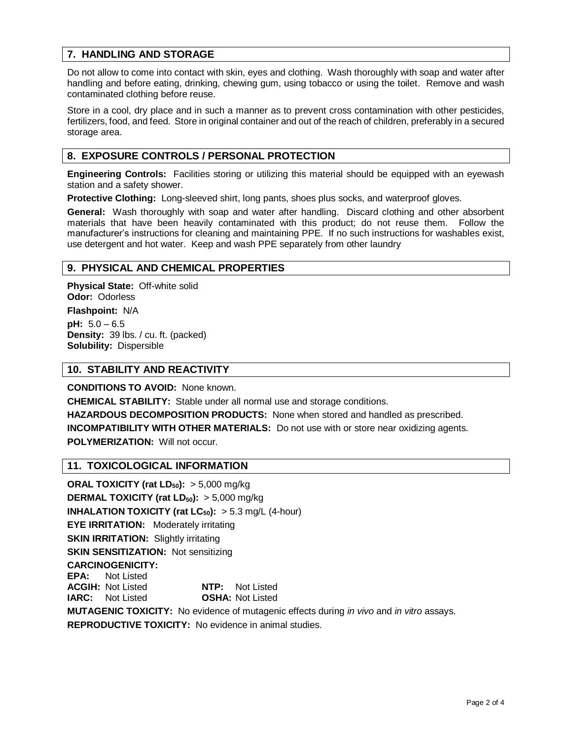## 7. HANDLING AND STORAGE

Do not allow to come into contact with skin, eyes and clothing. Wash thoroughly with soap and water after handling and before eating, drinking, chewing gum, using tobacco or using the toilet. Remove and wash contaminated clothing before reuse.

Store in a cool, dry place and in such a manner as to prevent cross contamination with other pesticides, fertilizers, food, and feed. Store in original container and out of the reach of children, preferably in a secured storage area.

## 8. EXPOSURE CONTROLS / PERSONAL PROTECTION

**Engineering Controls:** Facilities storing or utilizing this material should be equipped with an eyewash station and a safety shower.

**Protective Clothing:** Long-sleeved shirt, long pants, shoes plus socks, and waterproof gloves.

**General:** Wash thoroughly with soap and water after handling. Discard clothing and other absorbent materials that have been heavily contaminated with this product; do not reuse them. Follow the manufacturer's instructions for cleaning and maintaining PPE. If no such instructions for washables exist, use detergent and hot water. Keep and wash PPE separately from other laundry

## 9. PHYSICAL AND CHEMICAL PROPERTIES

**Physical State:** Off-white solid
**Odor:** Odorless

**Flashpoint:** N/A

**pH:** 5.0 – 6.5
**Density:** 39 lbs. / cu. ft. (packed)
**Solubility:** Dispersible

## 10. STABILITY AND REACTIVITY

**CONDITIONS TO AVOID:** None known.

**CHEMICAL STABILITY:** Stable under all normal use and storage conditions.

**HAZARDOUS DECOMPOSITION PRODUCTS:** None when stored and handled as prescribed.

**INCOMPATIBILITY WITH OTHER MATERIALS:** Do not use with or store near oxidizing agents.

**POLYMERIZATION:** Will not occur.

## 11. TOXICOLOGICAL INFORMATION

**ORAL TOXICITY (rat $LD_{50}$):** > 5,000 mg/kg

**DERMAL TOXICITY (rat $LD_{50}$):** > 5,000 mg/kg

**INHALATION TOXICITY (rat $LC_{50}$):** > 5.3 mg/L (4-hour)

**EYE IRRITATION:** Moderately irritating

**SKIN IRRITATION:** Slightly irritating

**SKIN SENSITIZATION:** Not sensitizing

**CARCINOGENICITY:**
**EPA:** Not Listed
**ACGIH:** Not Listed **NTP:** Not Listed
**IARC:** Not Listed **OSHA:** Not Listed

**MUTAGENIC TOXICITY:** No evidence of mutagenic effects during *in vivo* and *in vitro* assays.

**REPRODUCTIVE TOXICITY:** No evidence in animal studies.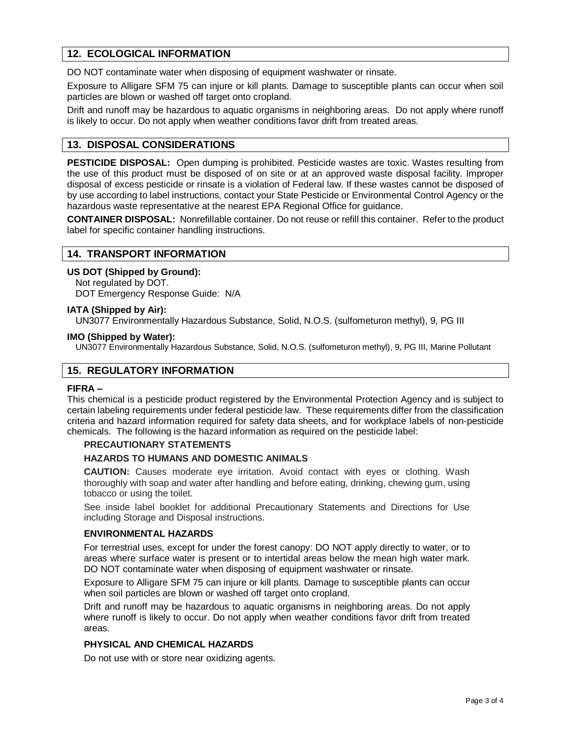## 12. ECOLOGICAL INFORMATION

DO NOT contaminate water when disposing of equipment washwater or rinsate.

Exposure to Alligare SFM 75 can injure or kill plants. Damage to susceptible plants can occur when soil particles are blown or washed off target onto cropland.

Drift and runoff may be hazardous to aquatic organisms in neighboring areas. Do not apply where runoff is likely to occur. Do not apply when weather conditions favor drift from treated areas.

## 13. DISPOSAL CONSIDERATIONS

**PESTICIDE DISPOSAL:** Open dumping is prohibited. Pesticide wastes are toxic. Wastes resulting from the use of this product must be disposed of on site or at an approved waste disposal facility. Improper disposal of excess pesticide or rinsate is a violation of Federal law. If these wastes cannot be disposed of by use according to label instructions, contact your State Pesticide or Environmental Control Agency or the hazardous waste representative at the nearest EPA Regional Office for guidance.

**CONTAINER DISPOSAL:** Nonrefillable container. Do not reuse or refill this container. Refer to the product label for specific container handling instructions.

## 14. TRANSPORT INFORMATION

**US DOT (Shipped by Ground):**

Not regulated by DOT.
DOT Emergency Response Guide: N/A

**IATA (Shipped by Air):**

UN3077 Environmentally Hazardous Substance, Solid, N.O.S. (sulfometuron methyl), 9, PG III

**IMO (Shipped by Water):**

UN3077 Environmentally Hazardous Substance, Solid, N.O.S. (sulfometuron methyl), 9, PG III, Marine Pollutant

## 15. REGULATORY INFORMATION

**FIFRA –**

This chemical is a pesticide product registered by the Environmental Protection Agency and is subject to certain labeling requirements under federal pesticide law. These requirements differ from the classification criteria and hazard information required for safety data sheets, and for workplace labels of non-pesticide chemicals. The following is the hazard information as required on the pesticide label:

### PRECAUTIONARY STATEMENTS

### HAZARDS TO HUMANS AND DOMESTIC ANIMALS

**CAUTION:** Causes moderate eye irritation. Avoid contact with eyes or clothing. Wash thoroughly with soap and water after handling and before eating, drinking, chewing gum, using tobacco or using the toilet.

See inside label booklet for additional Precautionary Statements and Directions for Use including Storage and Disposal instructions.

### ENVIRONMENTAL HAZARDS

For terrestrial uses, except for under the forest canopy: DO NOT apply directly to water, or to areas where surface water is present or to intertidal areas below the mean high water mark. DO NOT contaminate water when disposing of equipment washwater or rinsate.

Exposure to Alligare SFM 75 can injure or kill plants. Damage to susceptible plants can occur when soil particles are blown or washed off target onto cropland.

Drift and runoff may be hazardous to aquatic organisms in neighboring areas. Do not apply where runoff is likely to occur. Do not apply when weather conditions favor drift from treated areas.

### PHYSICAL AND CHEMICAL HAZARDS

Do not use with or store near oxidizing agents.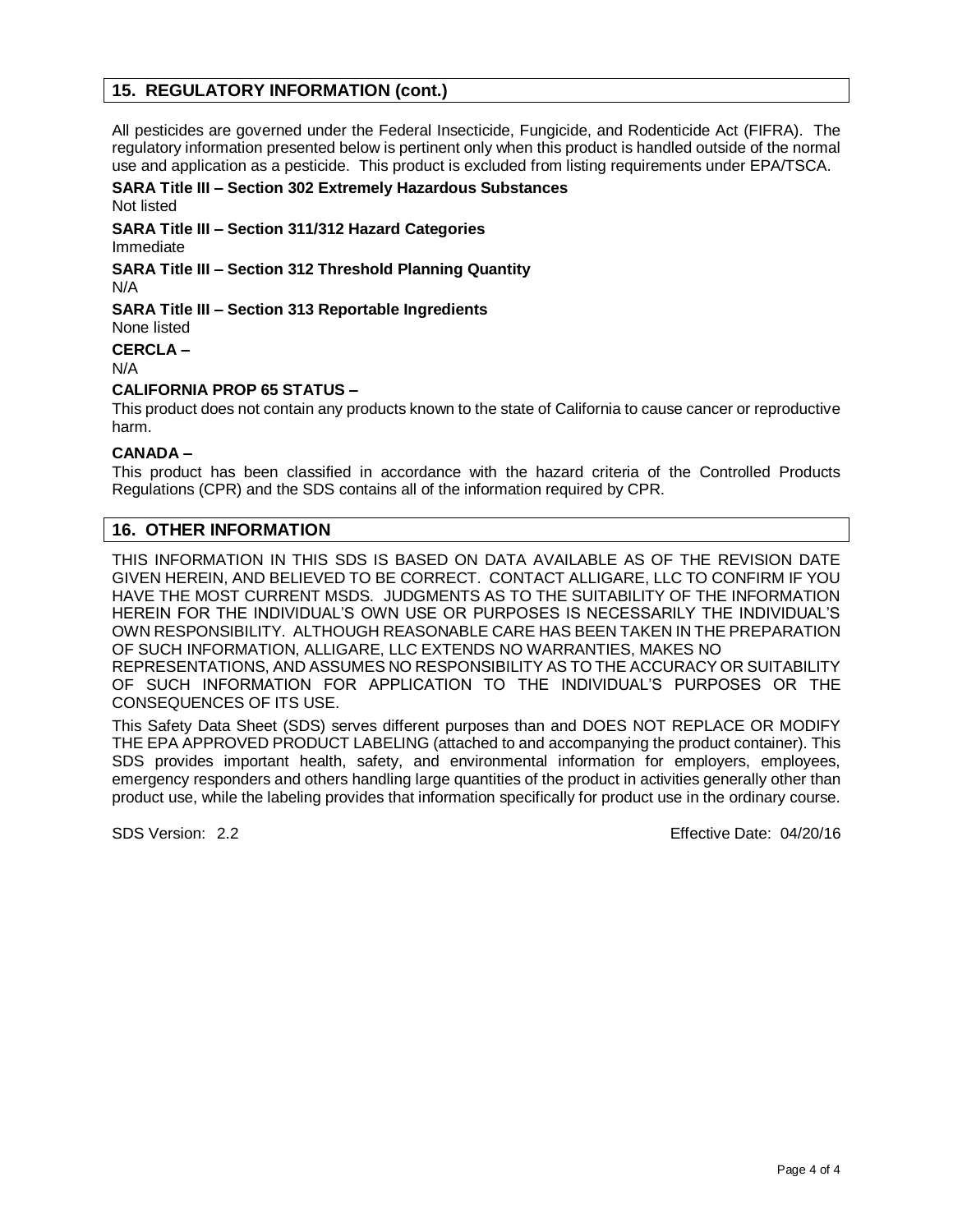## 15. REGULATORY INFORMATION (cont.)

All pesticides are governed under the Federal Insecticide, Fungicide, and Rodenticide Act (FIFRA). The regulatory information presented below is pertinent only when this product is handled outside of the normal use and application as a pesticide. This product is excluded from listing requirements under EPA/TSCA.

**SARA Title III – Section 302 Extremely Hazardous Substances**

Not listed

**SARA Title III – Section 311/312 Hazard Categories**

Immediate

**SARA Title III – Section 312 Threshold Planning Quantity**

N/A

**SARA Title III – Section 313 Reportable Ingredients**

None listed

**CERCLA –**

N/A

**CALIFORNIA PROP 65 STATUS –**

This product does not contain any products known to the state of California to cause cancer or reproductive harm.

**CANADA –**

This product has been classified in accordance with the hazard criteria of the Controlled Products Regulations (CPR) and the SDS contains all of the information required by CPR.

## 16. OTHER INFORMATION

THIS INFORMATION IN THIS SDS IS BASED ON DATA AVAILABLE AS OF THE REVISION DATE GIVEN HEREIN, AND BELIEVED TO BE CORRECT. CONTACT ALLIGARE, LLC TO CONFIRM IF YOU HAVE THE MOST CURRENT MSDS. JUDGMENTS AS TO THE SUITABILITY OF THE INFORMATION HEREIN FOR THE INDIVIDUAL'S OWN USE OR PURPOSES IS NECESSARILY THE INDIVIDUAL'S OWN RESPONSIBILITY. ALTHOUGH REASONABLE CARE HAS BEEN TAKEN IN THE PREPARATION OF SUCH INFORMATION, ALLIGARE, LLC EXTENDS NO WARRANTIES, MAKES NO REPRESENTATIONS, AND ASSUMES NO RESPONSIBILITY AS TO THE ACCURACY OR SUITABILITY OF SUCH INFORMATION FOR APPLICATION TO THE INDIVIDUAL'S PURPOSES OR THE CONSEQUENCES OF ITS USE.

This Safety Data Sheet (SDS) serves different purposes than and DOES NOT REPLACE OR MODIFY THE EPA APPROVED PRODUCT LABELING (attached to and accompanying the product container). This SDS provides important health, safety, and environmental information for employers, employees, emergency responders and others handling large quantities of the product in activities generally other than product use, while the labeling provides that information specifically for product use in the ordinary course.

SDS Version: 2.2 Effective Date: 04/20/16